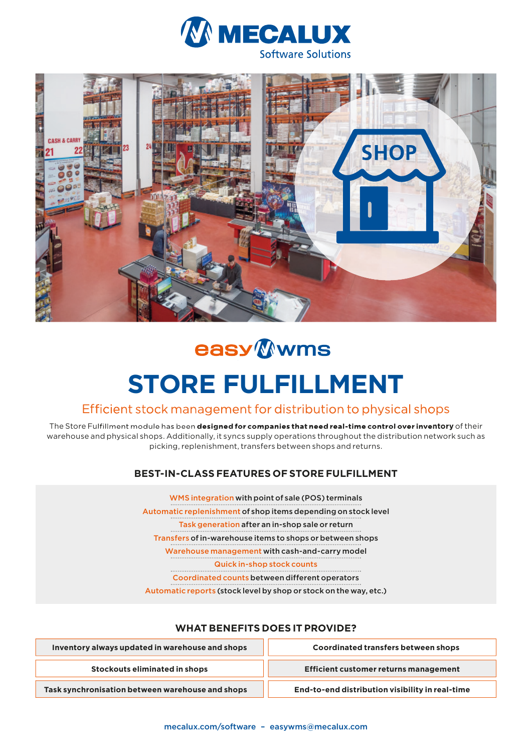# MECALUX
Software Solutions

easy wms

# STORE FULFILLMENT

## Efficient stock management for distribution to physical shops

The Store Fulfillment module has been **designed for companies that need real-time control over inventory** of their warehouse and physical shops. Additionally, it syncs supply operations throughout the distribution network such as picking, replenishment, transfers between shops and returns.

### BEST-IN-CLASS FEATURES OF STORE FULFILLMENT

- WMS integration with point of sale (POS) terminals
- Automatic replenishment of shop items depending on stock level
- Task generation after an in-shop sale or return
- Transfers of in-warehouse items to shops or between shops
- Warehouse management with cash-and-carry model
- Quick in-shop stock counts
- Coordinated counts between different operators
- Automatic reports (stock level by shop or stock on the way, etc.)

### WHAT BENEFITS DOES IT PROVIDE?

| | |
|---|---|
| Inventory always updated in warehouse and shops | Coordinated transfers between shops |
| Stockouts eliminated in shops | Efficient customer returns management |
| Task synchronisation between warehouse and shops | End-to-end distribution visibility in real-time |

mecalux.com/software – easywms@mecalux.com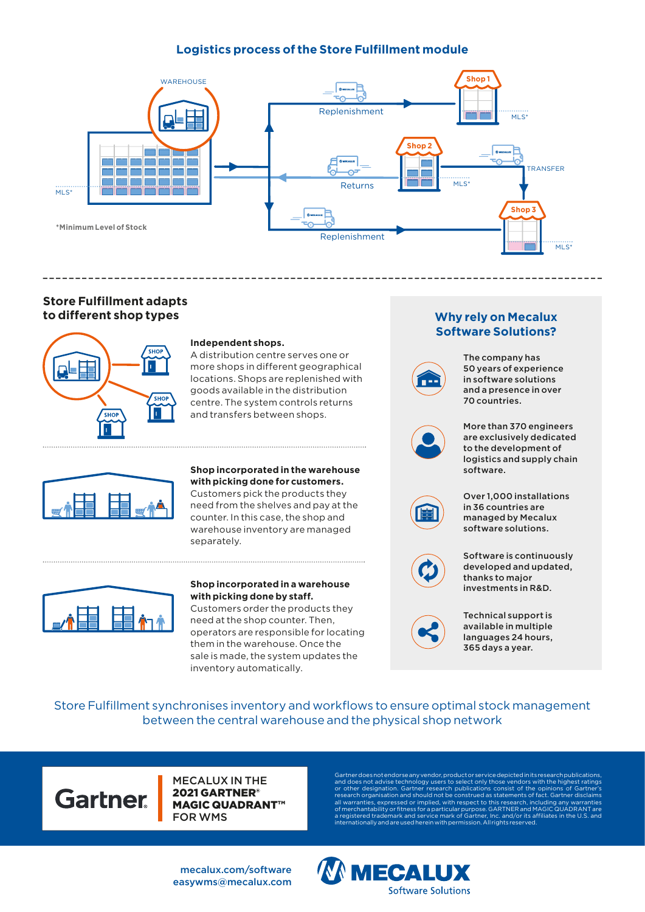## Logistics process of the Store Fulfillment module

WAREHOUSE

Replenishment

Shop 1

MLS*

Shop 2

Returns

TRANSFER

MLS*

MLS*

Shop 3

Replenishment

MLS*

*Minimum Level of Stock

## Store Fulfillment adapts to different shop types

SHOP

SHOP

SHOP

**Independent shops.**
A distribution centre serves one or more shops in different geographical locations. Shops are replenished with goods available in the distribution centre. The system controls returns and transfers between shops.

**Shop incorporated in the warehouse with picking done for customers.**
Customers pick the products they need from the shelves and pay at the counter. In this case, the shop and warehouse inventory are managed separately.

**Shop incorporated in a warehouse with picking done by staff.**
Customers order the products they need at the shop counter. Then, operators are responsible for locating them in the warehouse. Once the sale is made, the system updates the inventory automatically.

## Why rely on Mecalux Software Solutions?

The company has 50 years of experience in software solutions and a presence in over 70 countries.

More than 370 engineers are exclusively dedicated to the development of logistics and supply chain software.

Over 1,000 installations in 36 countries are managed by Mecalux software solutions.

Software is continuously developed and updated, thanks to major investments in R&D.

Technical support is available in multiple languages 24 hours, 365 days a year.

Store Fulfillment synchronises inventory and workflows to ensure optimal stock management between the central warehouse and the physical shop network

Gartner

MECALUX IN THE **2021 GARTNER® MAGIC QUADRANT™** FOR WMS

Gartner does not endorse any vendor, product or service depicted in its research publications, and does not advise technology users to select only those vendors with the highest ratings or other designation. Gartner research publications consist of the opinions of Gartner's research organisation and should not be construed as statements of fact. Gartner disclaims all warranties, expressed or implied, with respect to this research, including any warranties of merchantability or fitness for a particular purpose. GARTNER and MAGIC QUADRANT are a registered trademark and service mark of Gartner, Inc. and/or its affiliates in the U.S. and internationally and are used herein with permission. All rights reserved.

mecalux.com/software
easywms@mecalux.com

MECALUX Software Solutions